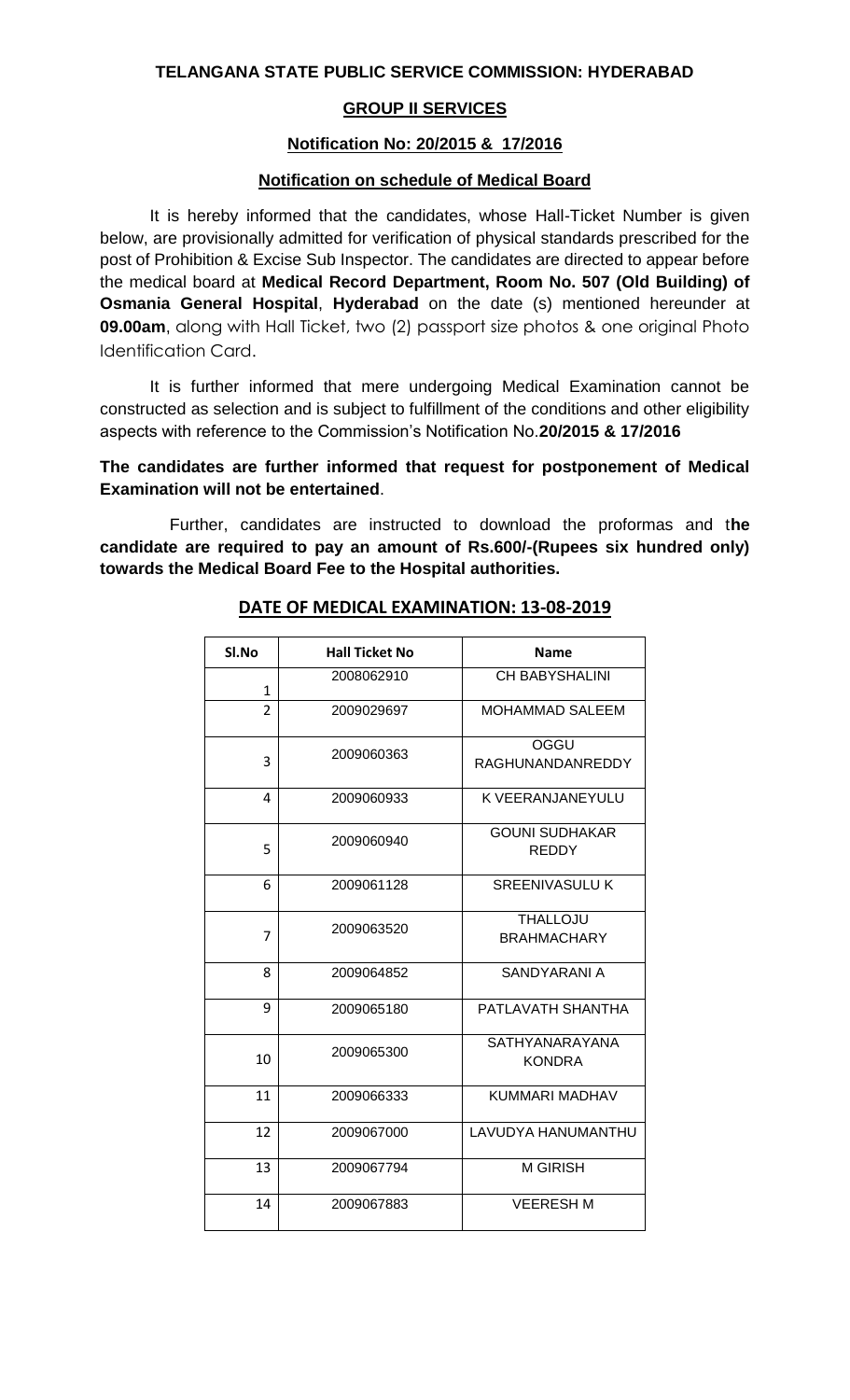# TELANGANA STATE PUBLIC SERVICE COMMISSION: HYDERABAD

## GROUP II SERVICES

### Notification No: 20/2015 & 17/2016

### Notification on schedule of Medical Board

It is hereby informed that the candidates, whose Hall-Ticket Number is given below, are provisionally admitted for verification of physical standards prescribed for the post of Prohibition & Excise Sub Inspector. The candidates are directed to appear before the medical board at **Medical Record Department, Room No. 507 (Old Building) of Osmania General Hospital**, **Hyderabad** on the date (s) mentioned hereunder at **09.00am**, along with Hall Ticket, two (2) passport size photos & one original Photo Identification Card.

It is further informed that mere undergoing Medical Examination cannot be constructed as selection and is subject to fulfillment of the conditions and other eligibility aspects with reference to the Commission's Notification No.**20/2015 & 17/2016**

**The candidates are further informed that request for postponement of Medical Examination will not be entertained**.

Further, candidates are instructed to download the proformas and t**he candidate are required to pay an amount of Rs.600/-(Rupees six hundred only) towards the Medical Board Fee to the Hospital authorities.**

## DATE OF MEDICAL EXAMINATION: 13-08-2019

| Sl.No | Hall Ticket No | Name |
|---|---|---|
| 1 | 2008062910 | CH BABYSHALINI |
| 2 | 2009029697 | MOHAMMAD SALEEM |
| 3 | 2009060363 | OGGU RAGHUNANDANREDDY |
| 4 | 2009060933 | K VEERANJANEYULU |
| 5 | 2009060940 | GOUNI SUDHAKAR REDDY |
| 6 | 2009061128 | SREENIVASULU K |
| 7 | 2009063520 | THALLOJU BRAHMACHARY |
| 8 | 2009064852 | SANDYARANI A |
| 9 | 2009065180 | PATLAVATH SHANTHA |
| 10 | 2009065300 | SATHYANARAYANA KONDRA |
| 11 | 2009066333 | KUMMARI MADHAV |
| 12 | 2009067000 | LAVUDYA HANUMANTHU |
| 13 | 2009067794 | M GIRISH |
| 14 | 2009067883 | VEERESH M |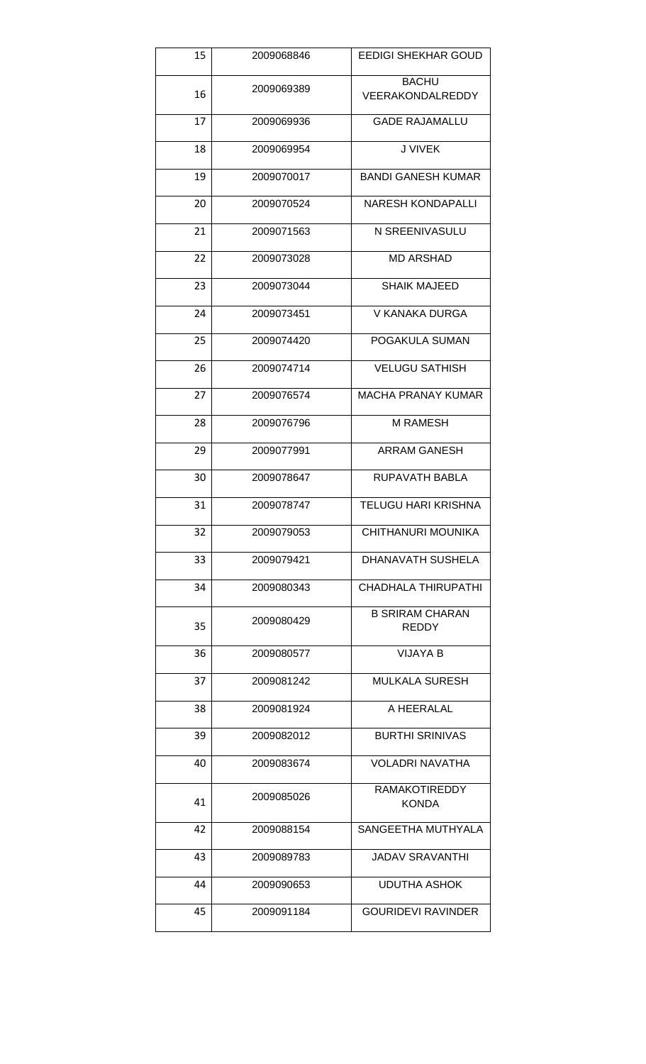| 15 | 2009068846 | EEDIGI SHEKHAR GOUD |
|---|---|---|
| 16 | 2009069389 | BACHU VEERAKONDALREDDY |
| 17 | 2009069936 | GADE RAJAMALLU |
| 18 | 2009069954 | J VIVEK |
| 19 | 2009070017 | BANDI GANESH KUMAR |
| 20 | 2009070524 | NARESH KONDAPALLI |
| 21 | 2009071563 | N SREENIVASULU |
| 22 | 2009073028 | MD ARSHAD |
| 23 | 2009073044 | SHAIK MAJEED |
| 24 | 2009073451 | V KANAKA DURGA |
| 25 | 2009074420 | POGAKULA SUMAN |
| 26 | 2009074714 | VELUGU SATHISH |
| 27 | 2009076574 | MACHA PRANAY KUMAR |
| 28 | 2009076796 | M RAMESH |
| 29 | 2009077991 | ARRAM GANESH |
| 30 | 2009078647 | RUPAVATH BABLA |
| 31 | 2009078747 | TELUGU HARI KRISHNA |
| 32 | 2009079053 | CHITHANURI MOUNIKA |
| 33 | 2009079421 | DHANAVATH SUSHELA |
| 34 | 2009080343 | CHADHALA THIRUPATHI |
| 35 | 2009080429 | B SRIRAM CHARAN REDDY |
| 36 | 2009080577 | VIJAYA B |
| 37 | 2009081242 | MULKALA SURESH |
| 38 | 2009081924 | A HEERALAL |
| 39 | 2009082012 | BURTHI SRINIVAS |
| 40 | 2009083674 | VOLADRI NAVATHA |
| 41 | 2009085026 | RAMAKOTIREDDY KONDA |
| 42 | 2009088154 | SANGEETHA MUTHYALA |
| 43 | 2009089783 | JADAV SRAVANTHI |
| 44 | 2009090653 | UDUTHA ASHOK |
| 45 | 2009091184 | GOURIDEVI RAVINDER |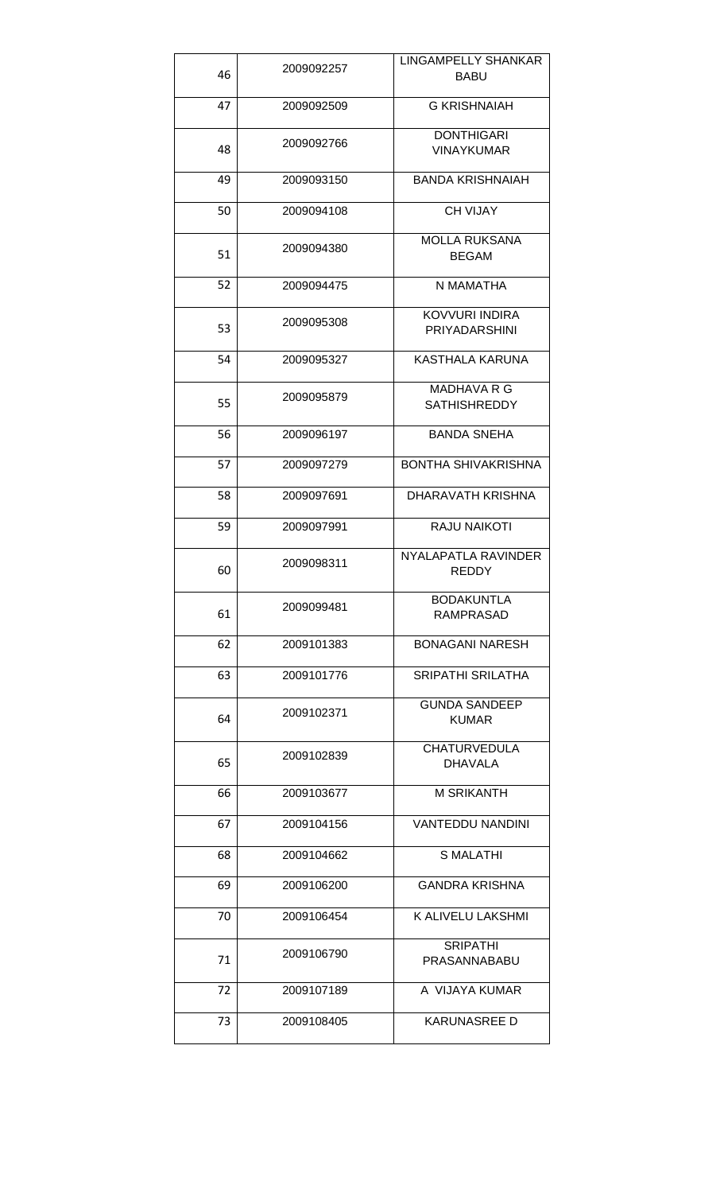| 46 | 2009092257 | LINGAMPELLY SHANKAR BABU |
|---|---|---|
| 47 | 2009092509 | G KRISHNAIAH |
| 48 | 2009092766 | DONTHIGARI VINAYKUMAR |
| 49 | 2009093150 | BANDA KRISHNAIAH |
| 50 | 2009094108 | CH VIJAY |
| 51 | 2009094380 | MOLLA RUKSANA BEGAM |
| 52 | 2009094475 | N MAMATHA |
| 53 | 2009095308 | KOVVURI INDIRA PRIYADARSHINI |
| 54 | 2009095327 | KASTHALA KARUNA |
| 55 | 2009095879 | MADHAVA R G SATHISHREDDY |
| 56 | 2009096197 | BANDA SNEHA |
| 57 | 2009097279 | BONTHA SHIVAKRISHNA |
| 58 | 2009097691 | DHARAVATH KRISHNA |
| 59 | 2009097991 | RAJU NAIKOTI |
| 60 | 2009098311 | NYALAPATLA RAVINDER REDDY |
| 61 | 2009099481 | BODAKUNTLA RAMPRASAD |
| 62 | 2009101383 | BONAGANI NARESH |
| 63 | 2009101776 | SRIPATHI SRILATHA |
| 64 | 2009102371 | GUNDA SANDEEP KUMAR |
| 65 | 2009102839 | CHATURVEDULA DHAVALA |
| 66 | 2009103677 | M SRIKANTH |
| 67 | 2009104156 | VANTEDDU NANDINI |
| 68 | 2009104662 | S MALATHI |
| 69 | 2009106200 | GANDRA KRISHNA |
| 70 | 2009106454 | K ALIVELU LAKSHMI |
| 71 | 2009106790 | SRIPATHI PRASANNABABU |
| 72 | 2009107189 | A VIJAYA KUMAR |
| 73 | 2009108405 | KARUNASREE D |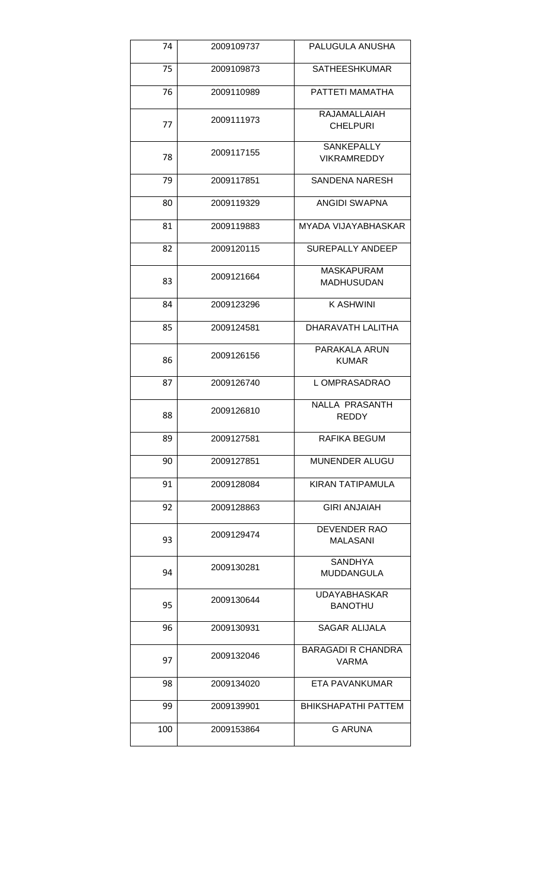| 74 | 2009109737 | PALUGULA ANUSHA |
|---|---|---|
| 75 | 2009109873 | SATHEESHKUMAR |
| 76 | 2009110989 | PATTETI MAMATHA |
| 77 | 2009111973 | RAJAMALLAIAH CHELPURI |
| 78 | 2009117155 | SANKEPALLY VIKRAMREDDY |
| 79 | 2009117851 | SANDENA NARESH |
| 80 | 2009119329 | ANGIDI SWAPNA |
| 81 | 2009119883 | MYADA VIJAYABHASKAR |
| 82 | 2009120115 | SUREPALLY ANDEEP |
| 83 | 2009121664 | MASKAPURAM MADHUSUDAN |
| 84 | 2009123296 | K ASHWINI |
| 85 | 2009124581 | DHARAVATH LALITHA |
| 86 | 2009126156 | PARAKALA ARUN KUMAR |
| 87 | 2009126740 | L OMPRASADRAO |
| 88 | 2009126810 | NALLA PRASANTH REDDY |
| 89 | 2009127581 | RAFIKA BEGUM |
| 90 | 2009127851 | MUNENDER ALUGU |
| 91 | 2009128084 | KIRAN TATIPAMULA |
| 92 | 2009128863 | GIRI ANJAIAH |
| 93 | 2009129474 | DEVENDER RAO MALASANI |
| 94 | 2009130281 | SANDHYA MUDDANGULA |
| 95 | 2009130644 | UDAYABHASKAR BANOTHU |
| 96 | 2009130931 | SAGAR ALIJALA |
| 97 | 2009132046 | BARAGADI R CHANDRA VARMA |
| 98 | 2009134020 | ETA PAVANKUMAR |
| 99 | 2009139901 | BHIKSHAPATHI PATTEM |
| 100 | 2009153864 | G ARUNA |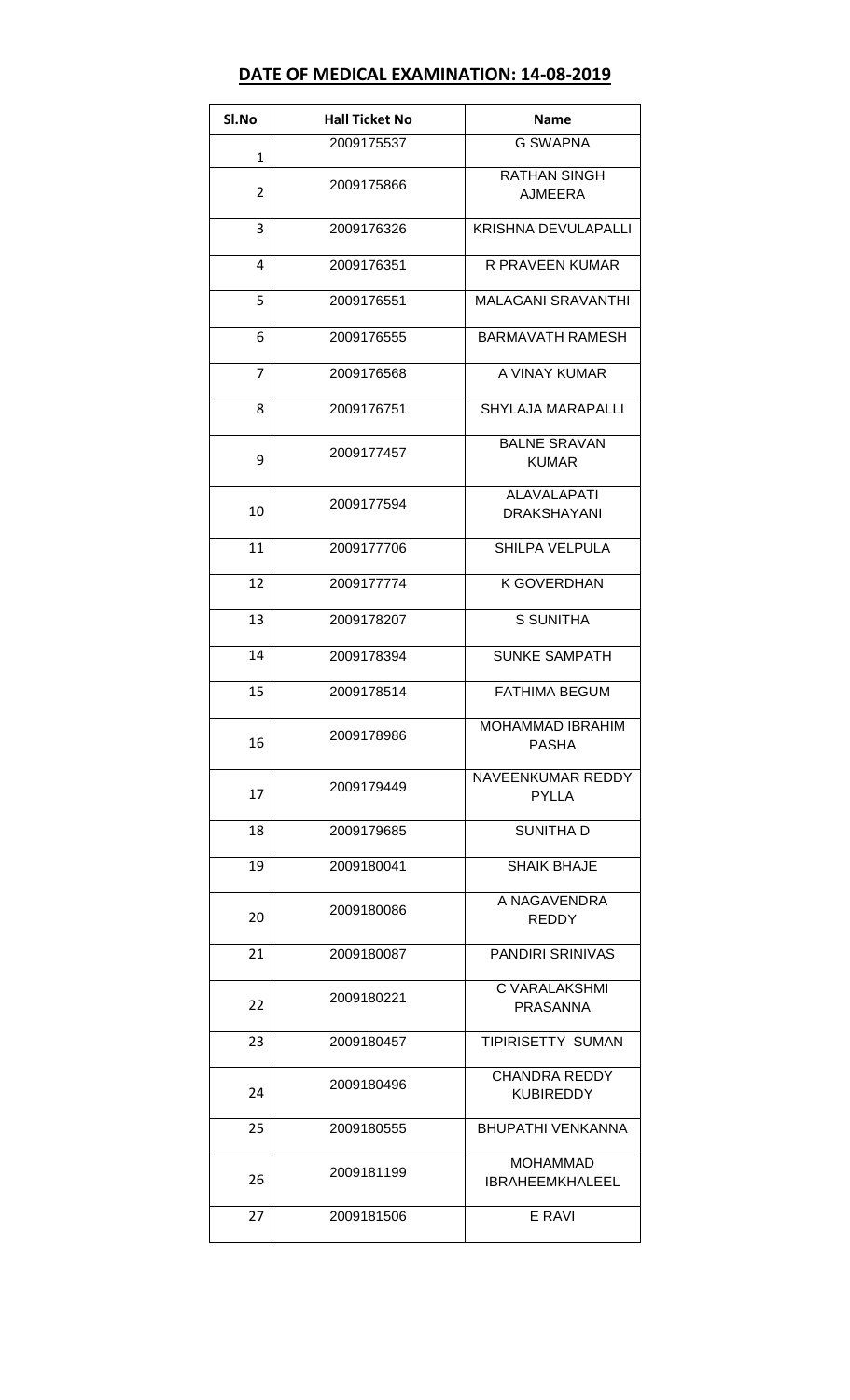## DATE OF MEDICAL EXAMINATION: 14-08-2019

| Sl.No | Hall Ticket No | Name |
|---|---|---|
| 1 | 2009175537 | G SWAPNA |
| 2 | 2009175866 | RATHAN SINGH AJMEERA |
| 3 | 2009176326 | KRISHNA DEVULAPALLI |
| 4 | 2009176351 | R PRAVEEN KUMAR |
| 5 | 2009176551 | MALAGANI SRAVANTHI |
| 6 | 2009176555 | BARMAVATH RAMESH |
| 7 | 2009176568 | A VINAY KUMAR |
| 8 | 2009176751 | SHYLAJA MARAPALLI |
| 9 | 2009177457 | BALNE SRAVAN KUMAR |
| 10 | 2009177594 | ALAVALAPATI DRAKSHAYANI |
| 11 | 2009177706 | SHILPA VELPULA |
| 12 | 2009177774 | K GOVERDHAN |
| 13 | 2009178207 | S SUNITHA |
| 14 | 2009178394 | SUNKE SAMPATH |
| 15 | 2009178514 | FATHIMA BEGUM |
| 16 | 2009178986 | MOHAMMAD IBRAHIM PASHA |
| 17 | 2009179449 | NAVEENKUMAR REDDY PYLLA |
| 18 | 2009179685 | SUNITHA D |
| 19 | 2009180041 | SHAIK BHAJE |
| 20 | 2009180086 | A NAGAVENDRA REDDY |
| 21 | 2009180087 | PANDIRI SRINIVAS |
| 22 | 2009180221 | C VARALAKSHMI PRASANNA |
| 23 | 2009180457 | TIPIRISETTY SUMAN |
| 24 | 2009180496 | CHANDRA REDDY KUBIREDDY |
| 25 | 2009180555 | BHUPATHI VENKANNA |
| 26 | 2009181199 | MOHAMMAD IBRAHEEMKHALEEL |
| 27 | 2009181506 | E RAVI |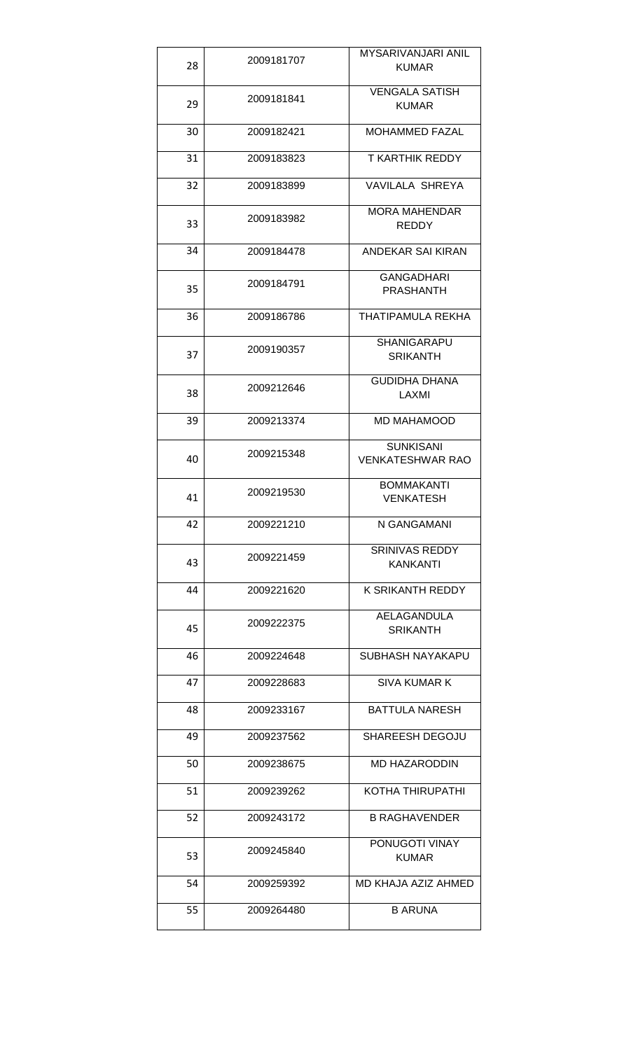| 28 | 2009181707 | MYSARIVANJARI ANIL KUMAR |
|---|---|---|
| 29 | 2009181841 | VENGALA SATISH KUMAR |
| 30 | 2009182421 | MOHAMMED FAZAL |
| 31 | 2009183823 | T KARTHIK REDDY |
| 32 | 2009183899 | VAVILALA SHREYA |
| 33 | 2009183982 | MORA MAHENDAR REDDY |
| 34 | 2009184478 | ANDEKAR SAI KIRAN |
| 35 | 2009184791 | GANGADHARI PRASHANTH |
| 36 | 2009186786 | THATIPAMULA REKHA |
| 37 | 2009190357 | SHANIGARAPU SRIKANTH |
| 38 | 2009212646 | GUDIDHA DHANA LAXMI |
| 39 | 2009213374 | MD MAHAMOOD |
| 40 | 2009215348 | SUNKISANI VENKATESHWAR RAO |
| 41 | 2009219530 | BOMMAKANTI VENKATESH |
| 42 | 2009221210 | N GANGAMANI |
| 43 | 2009221459 | SRINIVAS REDDY KANKANTI |
| 44 | 2009221620 | K SRIKANTH REDDY |
| 45 | 2009222375 | AELAGANDULA SRIKANTH |
| 46 | 2009224648 | SUBHASH NAYAKAPU |
| 47 | 2009228683 | SIVA KUMAR K |
| 48 | 2009233167 | BATTULA NARESH |
| 49 | 2009237562 | SHAREESH DEGOJU |
| 50 | 2009238675 | MD HAZARODDIN |
| 51 | 2009239262 | KOTHA THIRUPATHI |
| 52 | 2009243172 | B RAGHAVENDER |
| 53 | 2009245840 | PONUGOTI VINAY KUMAR |
| 54 | 2009259392 | MD KHAJA AZIZ AHMED |
| 55 | 2009264480 | B ARUNA |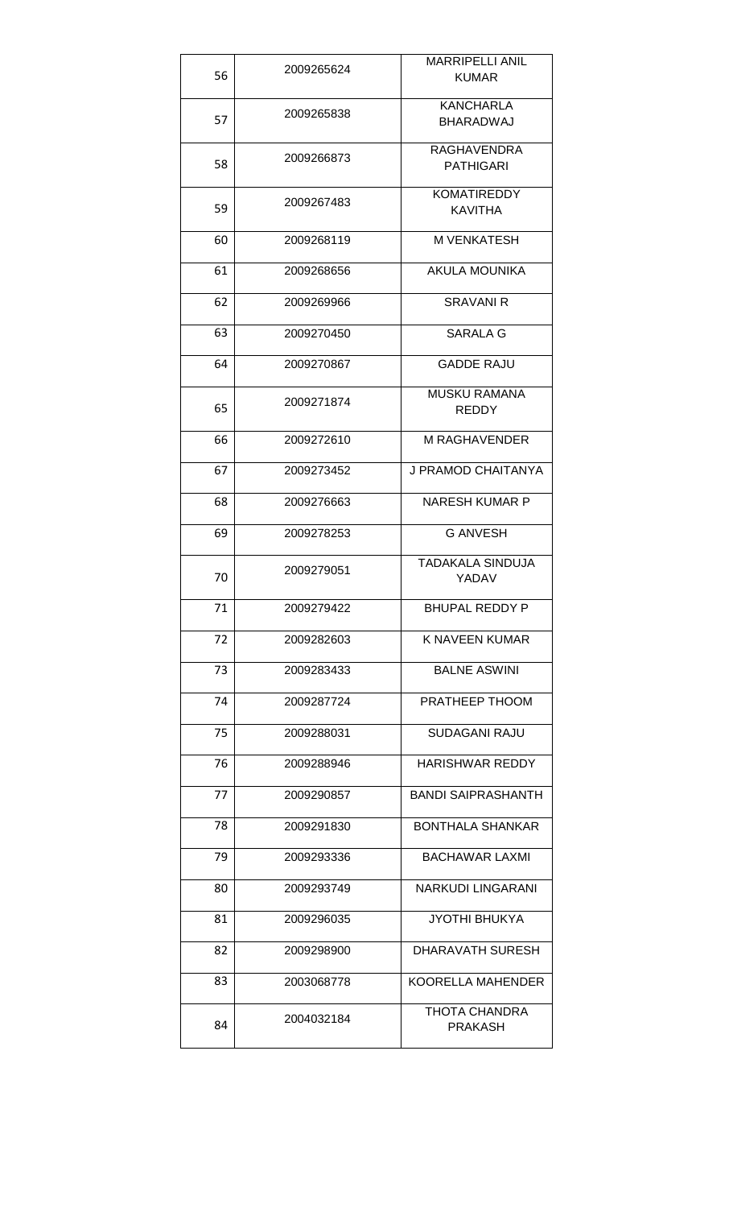| 56 | 2009265624 | MARRIPELLI ANIL KUMAR |
|---|---|---|
| 57 | 2009265838 | KANCHARLA BHARADWAJ |
| 58 | 2009266873 | RAGHAVENDRA PATHIGARI |
| 59 | 2009267483 | KOMATIREDDY KAVITHA |
| 60 | 2009268119 | M VENKATESH |
| 61 | 2009268656 | AKULA MOUNIKA |
| 62 | 2009269966 | SRAVANI R |
| 63 | 2009270450 | SARALA G |
| 64 | 2009270867 | GADDE RAJU |
| 65 | 2009271874 | MUSKU RAMANA REDDY |
| 66 | 2009272610 | M RAGHAVENDER |
| 67 | 2009273452 | J PRAMOD CHAITANYA |
| 68 | 2009276663 | NARESH KUMAR P |
| 69 | 2009278253 | G ANVESH |
| 70 | 2009279051 | TADAKALA SINDUJA YADAV |
| 71 | 2009279422 | BHUPAL REDDY P |
| 72 | 2009282603 | K NAVEEN KUMAR |
| 73 | 2009283433 | BALNE ASWINI |
| 74 | 2009287724 | PRATHEEP THOOM |
| 75 | 2009288031 | SUDAGANI RAJU |
| 76 | 2009288946 | HARISHWAR REDDY |
| 77 | 2009290857 | BANDI SAIPRASHANTH |
| 78 | 2009291830 | BONTHALA SHANKAR |
| 79 | 2009293336 | BACHAWAR LAXMI |
| 80 | 2009293749 | NARKUDI LINGARANI |
| 81 | 2009296035 | JYOTHI BHUKYA |
| 82 | 2009298900 | DHARAVATH SURESH |
| 83 | 2003068778 | KOORELLA MAHENDER |
| 84 | 2004032184 | THOTA CHANDRA PRAKASH |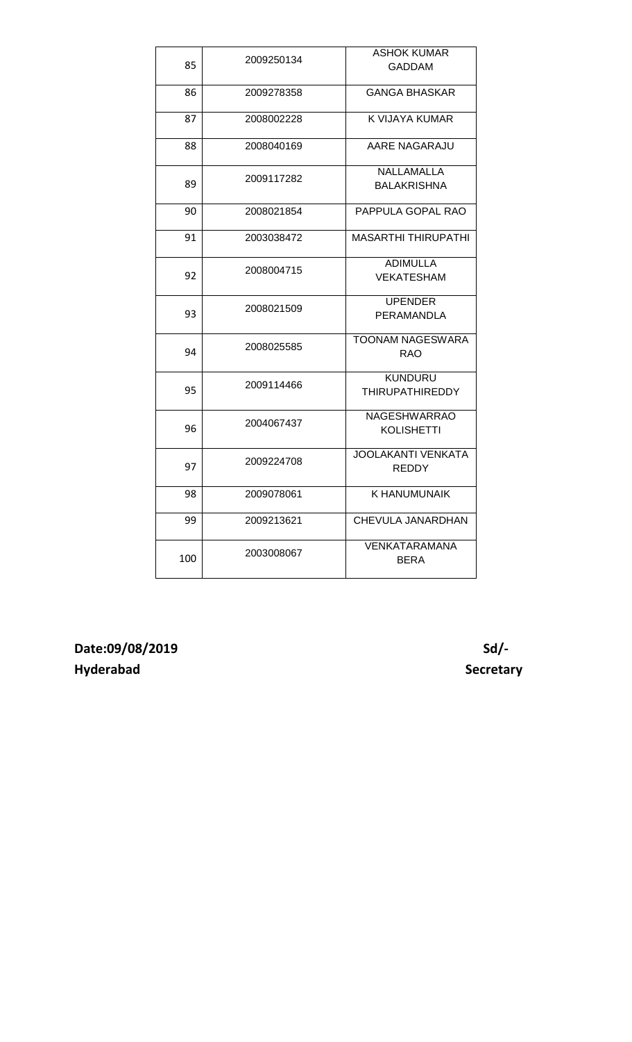| | | |
|---|---|---|
| 85 | 2009250134 | ASHOK KUMAR GADDAM |
| 86 | 2009278358 | GANGA BHASKAR |
| 87 | 2008002228 | K VIJAYA KUMAR |
| 88 | 2008040169 | AARE NAGARAJU |
| 89 | 2009117282 | NALLAMALLA BALAKRISHNA |
| 90 | 2008021854 | PAPPULA GOPAL RAO |
| 91 | 2003038472 | MASARTHI THIRUPATHI |
| 92 | 2008004715 | ADIMULLA VEKATESHAM |
| 93 | 2008021509 | UPENDER PERAMANDLA |
| 94 | 2008025585 | TOONAM NAGESWARA RAO |
| 95 | 2009114466 | KUNDURU THIRUPATHIREDDY |
| 96 | 2004067437 | NAGESHWARRAO KOLISHETTI |
| 97 | 2009224708 | JOOLAKANTI VENKATA REDDY |
| 98 | 2009078061 | K HANUMUNAIK |
| 99 | 2009213621 | CHEVULA JANARDHAN |
| 100 | 2003008067 | VENKATARAMANA BERA |

**Date:09/08/2019** **Sd/-**

**Hyderabad** **Secretary**